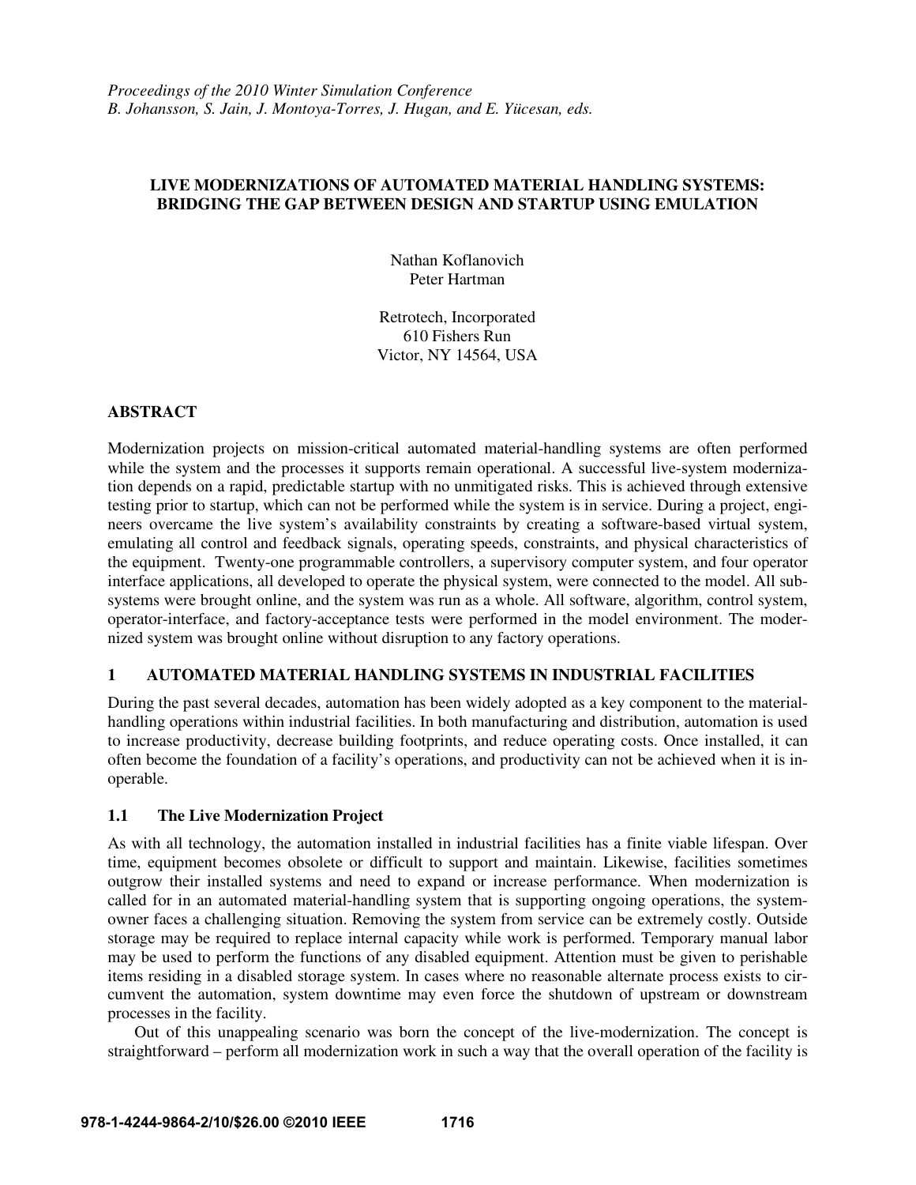*Proceedings of the 2010 Winter Simulation Conference*
*B. Johansson, S. Jain, J. Montoya-Torres, J. Hugan, and E. Yücesan, eds.*

# LIVE MODERNIZATIONS OF AUTOMATED MATERIAL HANDLING SYSTEMS: BRIDGING THE GAP BETWEEN DESIGN AND STARTUP USING EMULATION

Nathan Koflanovich
Peter Hartman

Retrotech, Incorporated
610 Fishers Run
Victor, NY 14564, USA

## ABSTRACT

Modernization projects on mission-critical automated material-handling systems are often performed while the system and the processes it supports remain operational. A successful live-system modernization depends on a rapid, predictable startup with no unmitigated risks. This is achieved through extensive testing prior to startup, which can not be performed while the system is in service. During a project, engineers overcame the live system's availability constraints by creating a software-based virtual system, emulating all control and feedback signals, operating speeds, constraints, and physical characteristics of the equipment. Twenty-one programmable controllers, a supervisory computer system, and four operator interface applications, all developed to operate the physical system, were connected to the model. All subsystems were brought online, and the system was run as a whole. All software, algorithm, control system, operator-interface, and factory-acceptance tests were performed in the model environment. The modernized system was brought online without disruption to any factory operations.

## 1 AUTOMATED MATERIAL HANDLING SYSTEMS IN INDUSTRIAL FACILITIES

During the past several decades, automation has been widely adopted as a key component to the material-handling operations within industrial facilities. In both manufacturing and distribution, automation is used to increase productivity, decrease building footprints, and reduce operating costs. Once installed, it can often become the foundation of a facility's operations, and productivity can not be achieved when it is inoperable.

### 1.1 The Live Modernization Project

As with all technology, the automation installed in industrial facilities has a finite viable lifespan. Over time, equipment becomes obsolete or difficult to support and maintain. Likewise, facilities sometimes outgrow their installed systems and need to expand or increase performance. When modernization is called for in an automated material-handling system that is supporting ongoing operations, the system-owner faces a challenging situation. Removing the system from service can be extremely costly. Outside storage may be required to replace internal capacity while work is performed. Temporary manual labor may be used to perform the functions of any disabled equipment. Attention must be given to perishable items residing in a disabled storage system. In cases where no reasonable alternate process exists to circumvent the automation, system downtime may even force the shutdown of upstream or downstream processes in the facility.

Out of this unappealing scenario was born the concept of the live-modernization. The concept is straightforward – perform all modernization work in such a way that the overall operation of the facility is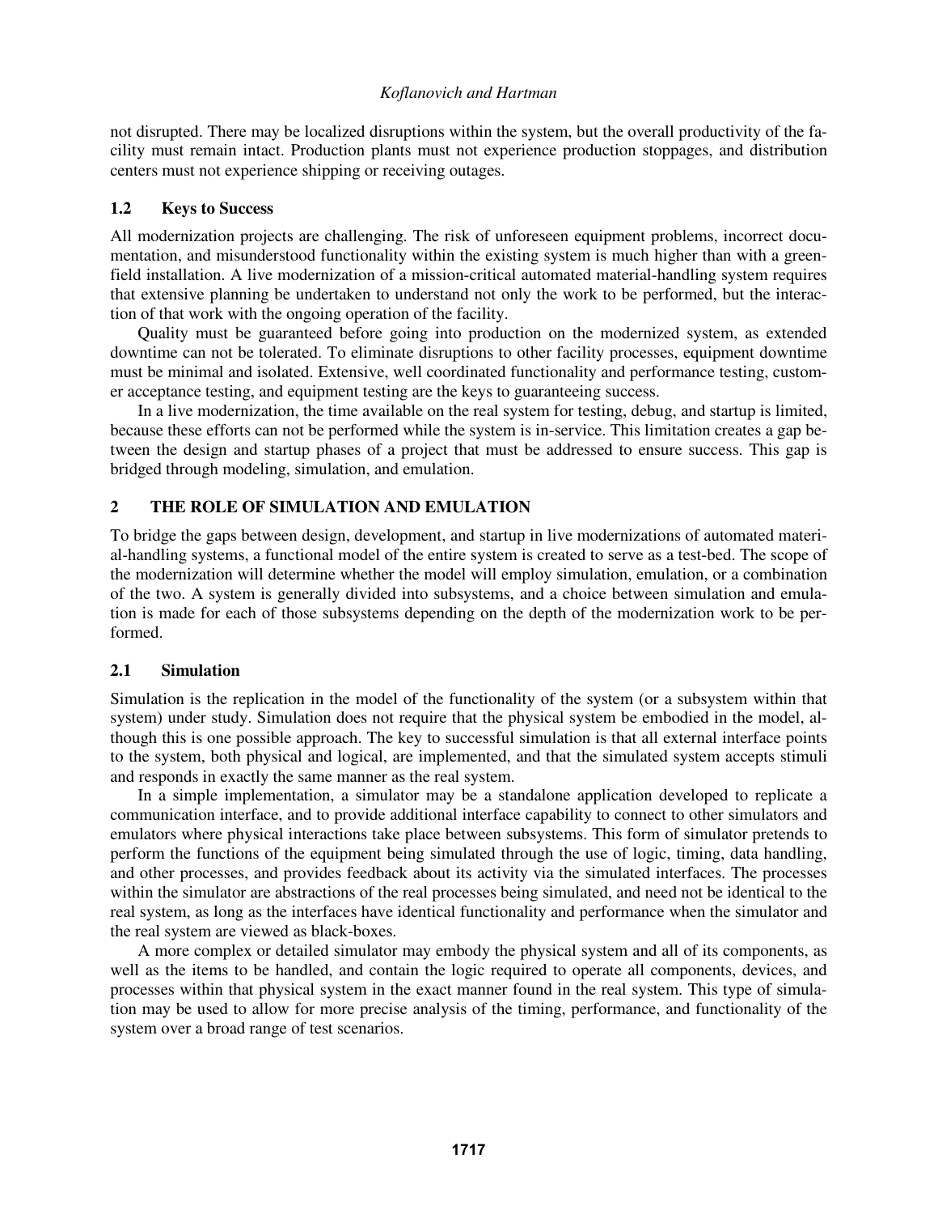not disrupted. There may be localized disruptions within the system, but the overall productivity of the facility must remain intact. Production plants must not experience production stoppages, and distribution centers must not experience shipping or receiving outages.

### 1.2 Keys to Success

All modernization projects are challenging. The risk of unforeseen equipment problems, incorrect documentation, and misunderstood functionality within the existing system is much higher than with a greenfield installation. A live modernization of a mission-critical automated material-handling system requires that extensive planning be undertaken to understand not only the work to be performed, but the interaction of that work with the ongoing operation of the facility.

Quality must be guaranteed before going into production on the modernized system, as extended downtime can not be tolerated. To eliminate disruptions to other facility processes, equipment downtime must be minimal and isolated. Extensive, well coordinated functionality and performance testing, customer acceptance testing, and equipment testing are the keys to guaranteeing success.

In a live modernization, the time available on the real system for testing, debug, and startup is limited, because these efforts can not be performed while the system is in-service. This limitation creates a gap between the design and startup phases of a project that must be addressed to ensure success. This gap is bridged through modeling, simulation, and emulation.

## 2 THE ROLE OF SIMULATION AND EMULATION

To bridge the gaps between design, development, and startup in live modernizations of automated material-handling systems, a functional model of the entire system is created to serve as a test-bed. The scope of the modernization will determine whether the model will employ simulation, emulation, or a combination of the two. A system is generally divided into subsystems, and a choice between simulation and emulation is made for each of those subsystems depending on the depth of the modernization work to be performed.

### 2.1 Simulation

Simulation is the replication in the model of the functionality of the system (or a subsystem within that system) under study. Simulation does not require that the physical system be embodied in the model, although this is one possible approach. The key to successful simulation is that all external interface points to the system, both physical and logical, are implemented, and that the simulated system accepts stimuli and responds in exactly the same manner as the real system.

In a simple implementation, a simulator may be a standalone application developed to replicate a communication interface, and to provide additional interface capability to connect to other simulators and emulators where physical interactions take place between subsystems. This form of simulator pretends to perform the functions of the equipment being simulated through the use of logic, timing, data handling, and other processes, and provides feedback about its activity via the simulated interfaces. The processes within the simulator are abstractions of the real processes being simulated, and need not be identical to the real system, as long as the interfaces have identical functionality and performance when the simulator and the real system are viewed as black-boxes.

A more complex or detailed simulator may embody the physical system and all of its components, as well as the items to be handled, and contain the logic required to operate all components, devices, and processes within that physical system in the exact manner found in the real system. This type of simulation may be used to allow for more precise analysis of the timing, performance, and functionality of the system over a broad range of test scenarios.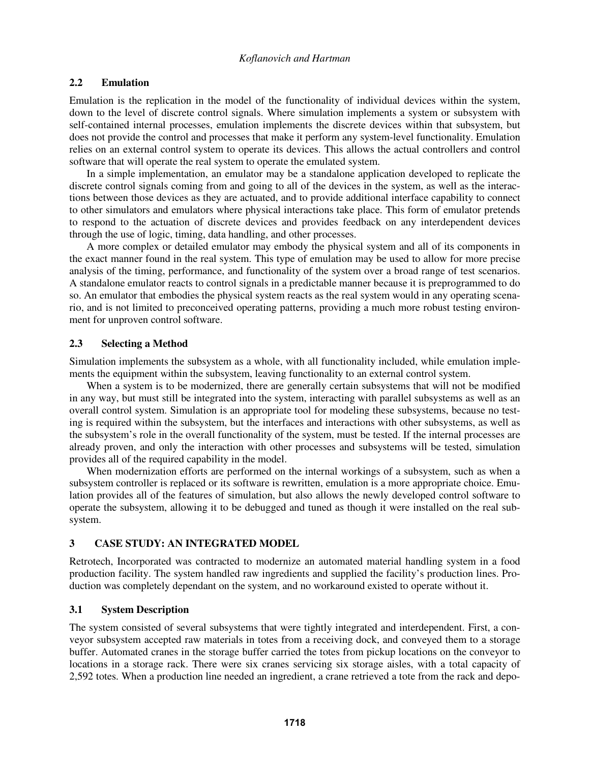## 2.2 Emulation

Emulation is the replication in the model of the functionality of individual devices within the system, down to the level of discrete control signals. Where simulation implements a system or subsystem with self-contained internal processes, emulation implements the discrete devices within that subsystem, but does not provide the control and processes that make it perform any system-level functionality. Emulation relies on an external control system to operate its devices. This allows the actual controllers and control software that will operate the real system to operate the emulated system.

In a simple implementation, an emulator may be a standalone application developed to replicate the discrete control signals coming from and going to all of the devices in the system, as well as the interactions between those devices as they are actuated, and to provide additional interface capability to connect to other simulators and emulators where physical interactions take place. This form of emulator pretends to respond to the actuation of discrete devices and provides feedback on any interdependent devices through the use of logic, timing, data handling, and other processes.

A more complex or detailed emulator may embody the physical system and all of its components in the exact manner found in the real system. This type of emulation may be used to allow for more precise analysis of the timing, performance, and functionality of the system over a broad range of test scenarios. A standalone emulator reacts to control signals in a predictable manner because it is preprogrammed to do so. An emulator that embodies the physical system reacts as the real system would in any operating scenario, and is not limited to preconceived operating patterns, providing a much more robust testing environment for unproven control software.

## 2.3 Selecting a Method

Simulation implements the subsystem as a whole, with all functionality included, while emulation implements the equipment within the subsystem, leaving functionality to an external control system.

When a system is to be modernized, there are generally certain subsystems that will not be modified in any way, but must still be integrated into the system, interacting with parallel subsystems as well as an overall control system. Simulation is an appropriate tool for modeling these subsystems, because no testing is required within the subsystem, but the interfaces and interactions with other subsystems, as well as the subsystem's role in the overall functionality of the system, must be tested. If the internal processes are already proven, and only the interaction with other processes and subsystems will be tested, simulation provides all of the required capability in the model.

When modernization efforts are performed on the internal workings of a subsystem, such as when a subsystem controller is replaced or its software is rewritten, emulation is a more appropriate choice. Emulation provides all of the features of simulation, but also allows the newly developed control software to operate the subsystem, allowing it to be debugged and tuned as though it were installed on the real subsystem.

# 3 CASE STUDY: AN INTEGRATED MODEL

Retrotech, Incorporated was contracted to modernize an automated material handling system in a food production facility. The system handled raw ingredients and supplied the facility's production lines. Production was completely dependant on the system, and no workaround existed to operate without it.

## 3.1 System Description

The system consisted of several subsystems that were tightly integrated and interdependent. First, a conveyor subsystem accepted raw materials in totes from a receiving dock, and conveyed them to a storage buffer. Automated cranes in the storage buffer carried the totes from pickup locations on the conveyor to locations in a storage rack. There were six cranes servicing six storage aisles, with a total capacity of 2,592 totes. When a production line needed an ingredient, a crane retrieved a tote from the rack and depo-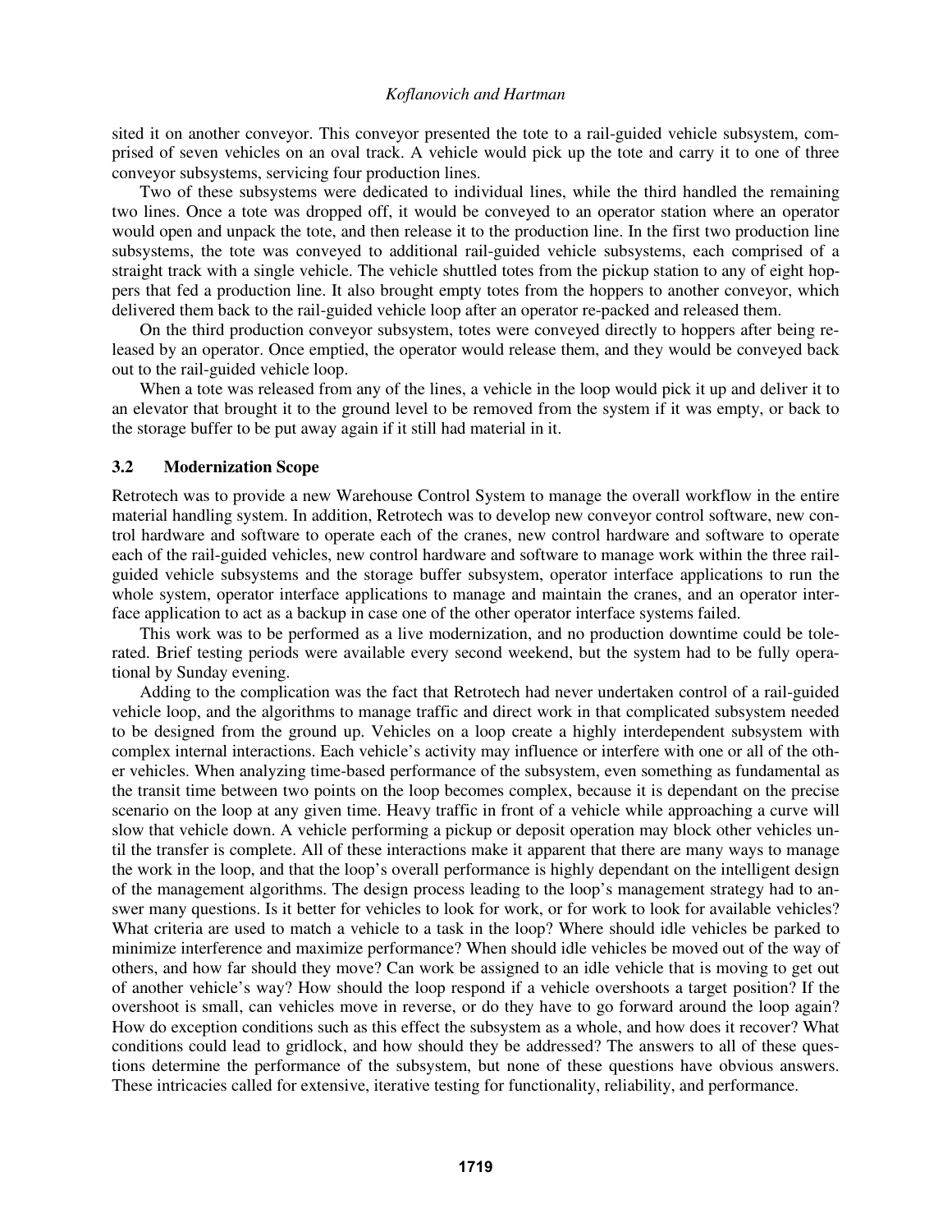sited it on another conveyor. This conveyor presented the tote to a rail-guided vehicle subsystem, comprised of seven vehicles on an oval track. A vehicle would pick up the tote and carry it to one of three conveyor subsystems, servicing four production lines.

Two of these subsystems were dedicated to individual lines, while the third handled the remaining two lines. Once a tote was dropped off, it would be conveyed to an operator station where an operator would open and unpack the tote, and then release it to the production line. In the first two production line subsystems, the tote was conveyed to additional rail-guided vehicle subsystems, each comprised of a straight track with a single vehicle. The vehicle shuttled totes from the pickup station to any of eight hoppers that fed a production line. It also brought empty totes from the hoppers to another conveyor, which delivered them back to the rail-guided vehicle loop after an operator re-packed and released them.

On the third production conveyor subsystem, totes were conveyed directly to hoppers after being released by an operator. Once emptied, the operator would release them, and they would be conveyed back out to the rail-guided vehicle loop.

When a tote was released from any of the lines, a vehicle in the loop would pick it up and deliver it to an elevator that brought it to the ground level to be removed from the system if it was empty, or back to the storage buffer to be put away again if it still had material in it.

### 3.2 Modernization Scope

Retrotech was to provide a new Warehouse Control System to manage the overall workflow in the entire material handling system. In addition, Retrotech was to develop new conveyor control software, new control hardware and software to operate each of the cranes, new control hardware and software to operate each of the rail-guided vehicles, new control hardware and software to manage work within the three rail-guided vehicle subsystems and the storage buffer subsystem, operator interface applications to run the whole system, operator interface applications to manage and maintain the cranes, and an operator interface application to act as a backup in case one of the other operator interface systems failed.

This work was to be performed as a live modernization, and no production downtime could be tolerated. Brief testing periods were available every second weekend, but the system had to be fully operational by Sunday evening.

Adding to the complication was the fact that Retrotech had never undertaken control of a rail-guided vehicle loop, and the algorithms to manage traffic and direct work in that complicated subsystem needed to be designed from the ground up. Vehicles on a loop create a highly interdependent subsystem with complex internal interactions. Each vehicle's activity may influence or interfere with one or all of the other vehicles. When analyzing time-based performance of the subsystem, even something as fundamental as the transit time between two points on the loop becomes complex, because it is dependant on the precise scenario on the loop at any given time. Heavy traffic in front of a vehicle while approaching a curve will slow that vehicle down. A vehicle performing a pickup or deposit operation may block other vehicles until the transfer is complete. All of these interactions make it apparent that there are many ways to manage the work in the loop, and that the loop's overall performance is highly dependant on the intelligent design of the management algorithms. The design process leading to the loop's management strategy had to answer many questions. Is it better for vehicles to look for work, or for work to look for available vehicles? What criteria are used to match a vehicle to a task in the loop? Where should idle vehicles be parked to minimize interference and maximize performance? When should idle vehicles be moved out of the way of others, and how far should they move? Can work be assigned to an idle vehicle that is moving to get out of another vehicle's way? How should the loop respond if a vehicle overshoots a target position? If the overshoot is small, can vehicles move in reverse, or do they have to go forward around the loop again? How do exception conditions such as this effect the subsystem as a whole, and how does it recover? What conditions could lead to gridlock, and how should they be addressed? The answers to all of these questions determine the performance of the subsystem, but none of these questions have obvious answers. These intricacies called for extensive, iterative testing for functionality, reliability, and performance.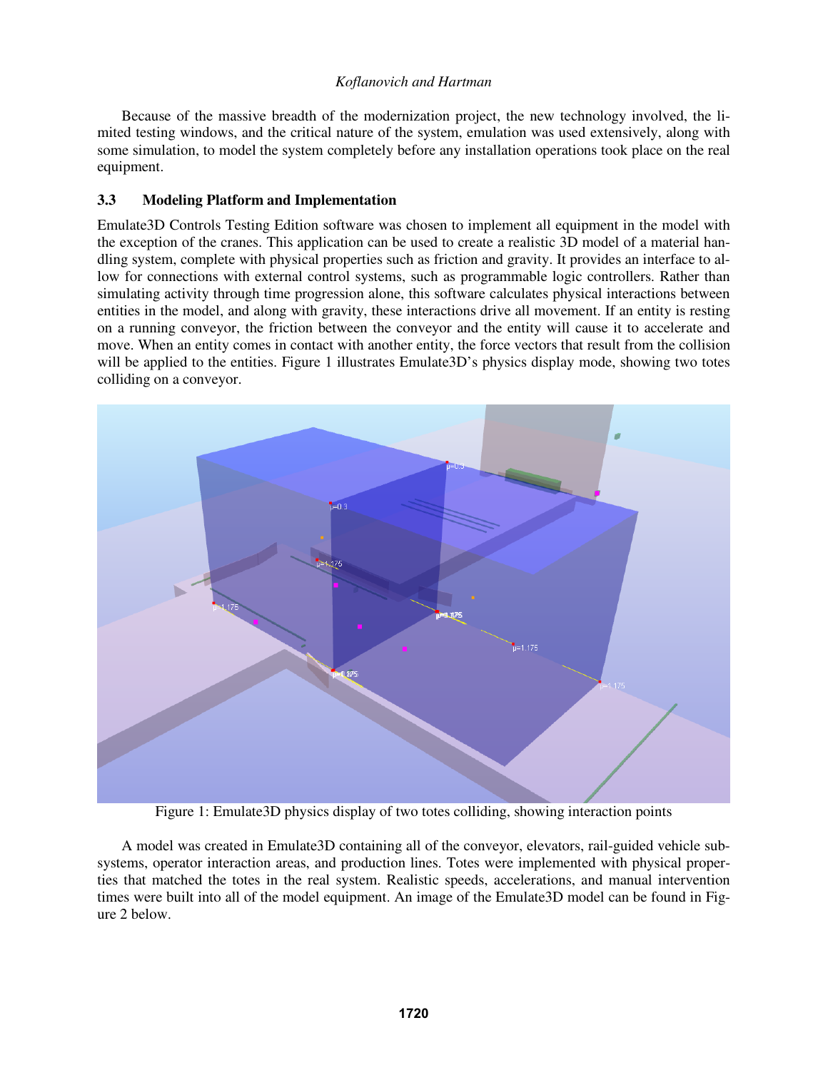Because of the massive breadth of the modernization project, the new technology involved, the limited testing windows, and the critical nature of the system, emulation was used extensively, along with some simulation, to model the system completely before any installation operations took place on the real equipment.

### 3.3 Modeling Platform and Implementation

Emulate3D Controls Testing Edition software was chosen to implement all equipment in the model with the exception of the cranes. This application can be used to create a realistic 3D model of a material handling system, complete with physical properties such as friction and gravity. It provides an interface to allow for connections with external control systems, such as programmable logic controllers. Rather than simulating activity through time progression alone, this software calculates physical interactions between entities in the model, and along with gravity, these interactions drive all movement. If an entity is resting on a running conveyor, the friction between the conveyor and the entity will cause it to accelerate and move. When an entity comes in contact with another entity, the force vectors that result from the collision will be applied to the entities. Figure 1 illustrates Emulate3D's physics display mode, showing two totes colliding on a conveyor.

Figure 1: Emulate3D physics display of two totes colliding, showing interaction points

A model was created in Emulate3D containing all of the conveyor, elevators, rail-guided vehicle subsystems, operator interaction areas, and production lines. Totes were implemented with physical properties that matched the totes in the real system. Realistic speeds, accelerations, and manual intervention times were built into all of the model equipment. An image of the Emulate3D model can be found in Figure 2 below.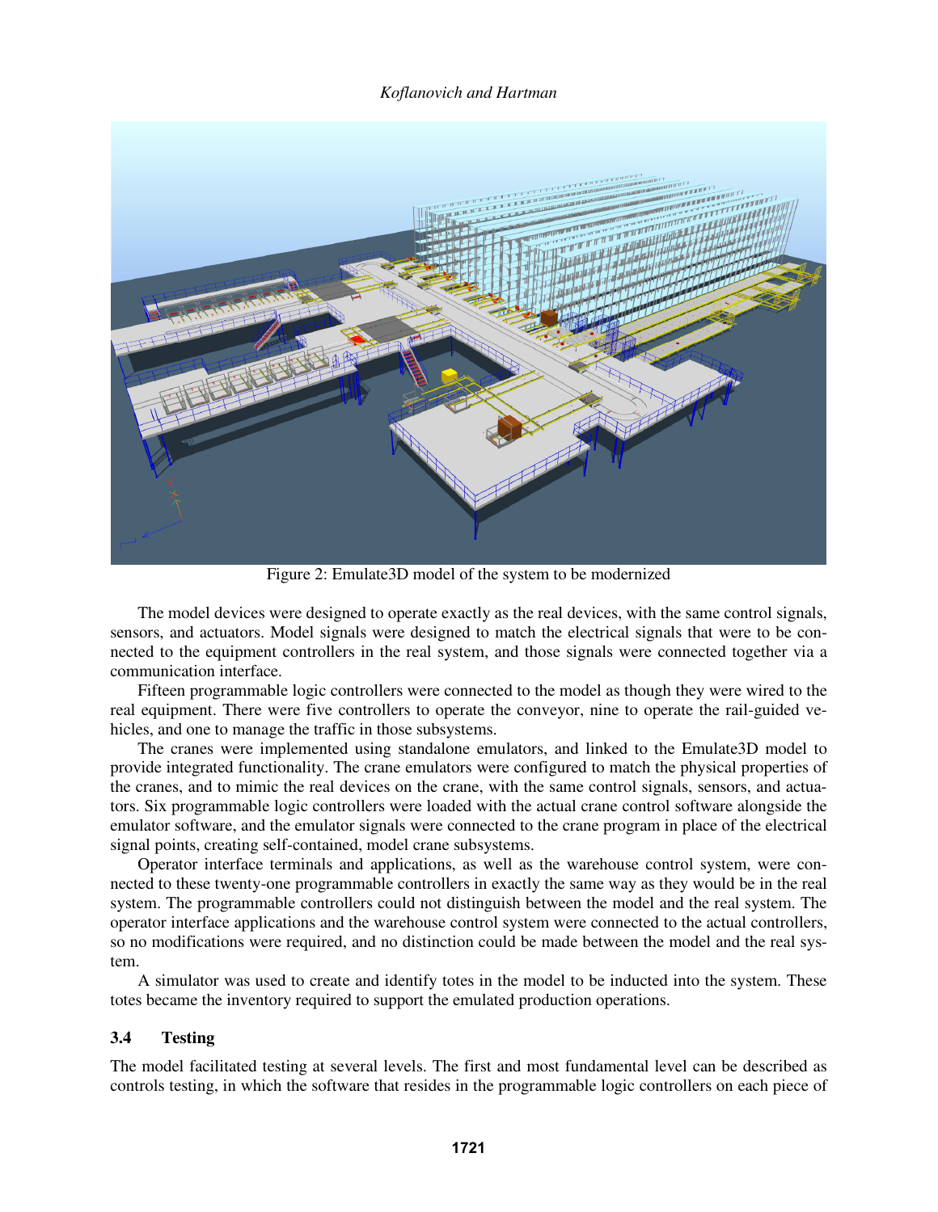Figure 2: Emulate3D model of the system to be modernized

The model devices were designed to operate exactly as the real devices, with the same control signals, sensors, and actuators. Model signals were designed to match the electrical signals that were to be connected to the equipment controllers in the real system, and those signals were connected together via a communication interface.

Fifteen programmable logic controllers were connected to the model as though they were wired to the real equipment. There were five controllers to operate the conveyor, nine to operate the rail-guided vehicles, and one to manage the traffic in those subsystems.

The cranes were implemented using standalone emulators, and linked to the Emulate3D model to provide integrated functionality. The crane emulators were configured to match the physical properties of the cranes, and to mimic the real devices on the crane, with the same control signals, sensors, and actuators. Six programmable logic controllers were loaded with the actual crane control software alongside the emulator software, and the emulator signals were connected to the crane program in place of the electrical signal points, creating self-contained, model crane subsystems.

Operator interface terminals and applications, as well as the warehouse control system, were connected to these twenty-one programmable controllers in exactly the same way as they would be in the real system. The programmable controllers could not distinguish between the model and the real system. The operator interface applications and the warehouse control system were connected to the actual controllers, so no modifications were required, and no distinction could be made between the model and the real system.

A simulator was used to create and identify totes in the model to be inducted into the system. These totes became the inventory required to support the emulated production operations.

### 3.4 Testing

The model facilitated testing at several levels. The first and most fundamental level can be described as controls testing, in which the software that resides in the programmable logic controllers on each piece of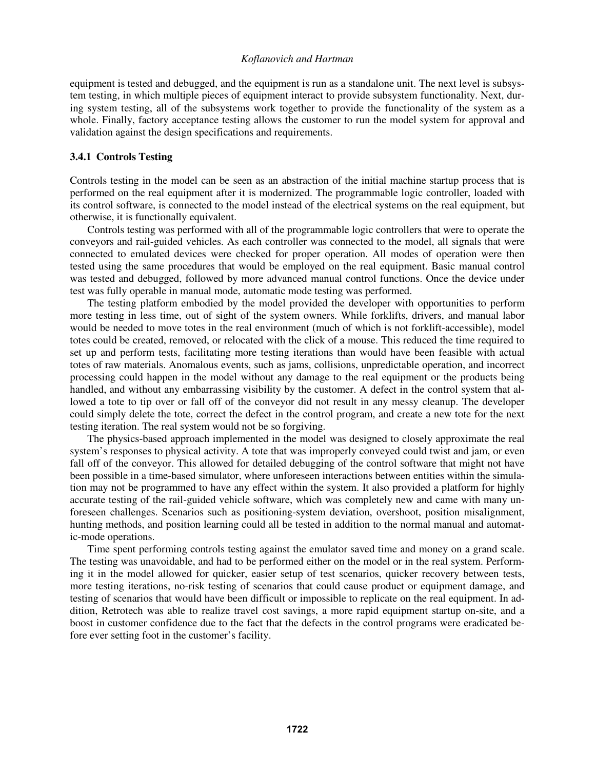equipment is tested and debugged, and the equipment is run as a standalone unit. The next level is subsystem testing, in which multiple pieces of equipment interact to provide subsystem functionality. Next, during system testing, all of the subsystems work together to provide the functionality of the system as a whole. Finally, factory acceptance testing allows the customer to run the model system for approval and validation against the design specifications and requirements.

### 3.4.1 Controls Testing

Controls testing in the model can be seen as an abstraction of the initial machine startup process that is performed on the real equipment after it is modernized. The programmable logic controller, loaded with its control software, is connected to the model instead of the electrical systems on the real equipment, but otherwise, it is functionally equivalent.

Controls testing was performed with all of the programmable logic controllers that were to operate the conveyors and rail-guided vehicles. As each controller was connected to the model, all signals that were connected to emulated devices were checked for proper operation. All modes of operation were then tested using the same procedures that would be employed on the real equipment. Basic manual control was tested and debugged, followed by more advanced manual control functions. Once the device under test was fully operable in manual mode, automatic mode testing was performed.

The testing platform embodied by the model provided the developer with opportunities to perform more testing in less time, out of sight of the system owners. While forklifts, drivers, and manual labor would be needed to move totes in the real environment (much of which is not forklift-accessible), model totes could be created, removed, or relocated with the click of a mouse. This reduced the time required to set up and perform tests, facilitating more testing iterations than would have been feasible with actual totes of raw materials. Anomalous events, such as jams, collisions, unpredictable operation, and incorrect processing could happen in the model without any damage to the real equipment or the products being handled, and without any embarrassing visibility by the customer. A defect in the control system that allowed a tote to tip over or fall off of the conveyor did not result in any messy cleanup. The developer could simply delete the tote, correct the defect in the control program, and create a new tote for the next testing iteration. The real system would not be so forgiving.

The physics-based approach implemented in the model was designed to closely approximate the real system's responses to physical activity. A tote that was improperly conveyed could twist and jam, or even fall off of the conveyor. This allowed for detailed debugging of the control software that might not have been possible in a time-based simulator, where unforeseen interactions between entities within the simulation may not be programmed to have any effect within the system. It also provided a platform for highly accurate testing of the rail-guided vehicle software, which was completely new and came with many unforeseen challenges. Scenarios such as positioning-system deviation, overshoot, position misalignment, hunting methods, and position learning could all be tested in addition to the normal manual and automatic-mode operations.

Time spent performing controls testing against the emulator saved time and money on a grand scale. The testing was unavoidable, and had to be performed either on the model or in the real system. Performing it in the model allowed for quicker, easier setup of test scenarios, quicker recovery between tests, more testing iterations, no-risk testing of scenarios that could cause product or equipment damage, and testing of scenarios that would have been difficult or impossible to replicate on the real equipment. In addition, Retrotech was able to realize travel cost savings, a more rapid equipment startup on-site, and a boost in customer confidence due to the fact that the defects in the control programs were eradicated before ever setting foot in the customer's facility.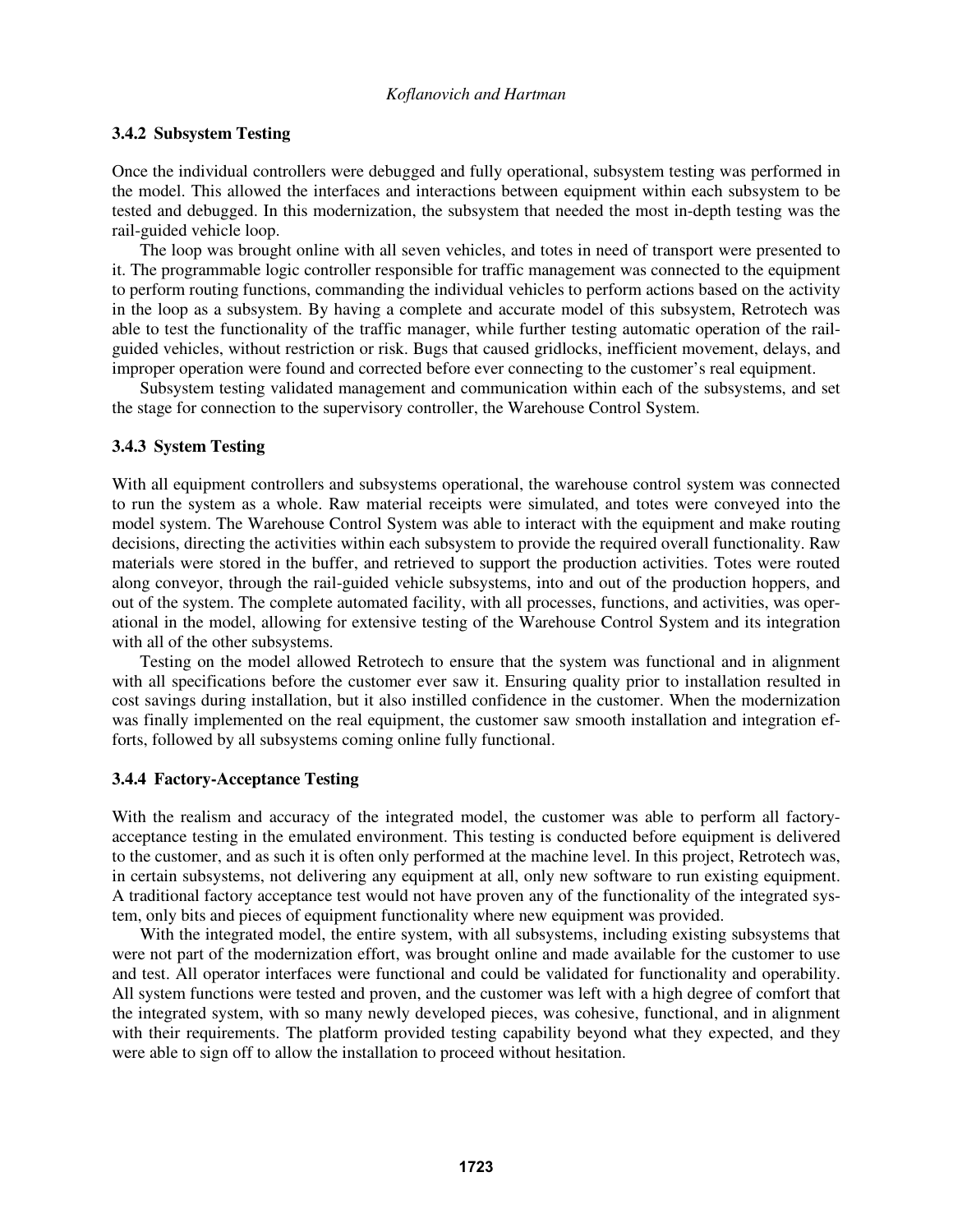### 3.4.2 Subsystem Testing

Once the individual controllers were debugged and fully operational, subsystem testing was performed in the model. This allowed the interfaces and interactions between equipment within each subsystem to be tested and debugged. In this modernization, the subsystem that needed the most in-depth testing was the rail-guided vehicle loop.

The loop was brought online with all seven vehicles, and totes in need of transport were presented to it. The programmable logic controller responsible for traffic management was connected to the equipment to perform routing functions, commanding the individual vehicles to perform actions based on the activity in the loop as a subsystem. By having a complete and accurate model of this subsystem, Retrotech was able to test the functionality of the traffic manager, while further testing automatic operation of the rail-guided vehicles, without restriction or risk. Bugs that caused gridlocks, inefficient movement, delays, and improper operation were found and corrected before ever connecting to the customer's real equipment.

Subsystem testing validated management and communication within each of the subsystems, and set the stage for connection to the supervisory controller, the Warehouse Control System.

### 3.4.3 System Testing

With all equipment controllers and subsystems operational, the warehouse control system was connected to run the system as a whole. Raw material receipts were simulated, and totes were conveyed into the model system. The Warehouse Control System was able to interact with the equipment and make routing decisions, directing the activities within each subsystem to provide the required overall functionality. Raw materials were stored in the buffer, and retrieved to support the production activities. Totes were routed along conveyor, through the rail-guided vehicle subsystems, into and out of the production hoppers, and out of the system. The complete automated facility, with all processes, functions, and activities, was operational in the model, allowing for extensive testing of the Warehouse Control System and its integration with all of the other subsystems.

Testing on the model allowed Retrotech to ensure that the system was functional and in alignment with all specifications before the customer ever saw it. Ensuring quality prior to installation resulted in cost savings during installation, but it also instilled confidence in the customer. When the modernization was finally implemented on the real equipment, the customer saw smooth installation and integration efforts, followed by all subsystems coming online fully functional.

### 3.4.4 Factory-Acceptance Testing

With the realism and accuracy of the integrated model, the customer was able to perform all factory-acceptance testing in the emulated environment. This testing is conducted before equipment is delivered to the customer, and as such it is often only performed at the machine level. In this project, Retrotech was, in certain subsystems, not delivering any equipment at all, only new software to run existing equipment. A traditional factory acceptance test would not have proven any of the functionality of the integrated system, only bits and pieces of equipment functionality where new equipment was provided.

With the integrated model, the entire system, with all subsystems, including existing subsystems that were not part of the modernization effort, was brought online and made available for the customer to use and test. All operator interfaces were functional and could be validated for functionality and operability. All system functions were tested and proven, and the customer was left with a high degree of comfort that the integrated system, with so many newly developed pieces, was cohesive, functional, and in alignment with their requirements. The platform provided testing capability beyond what they expected, and they were able to sign off to allow the installation to proceed without hesitation.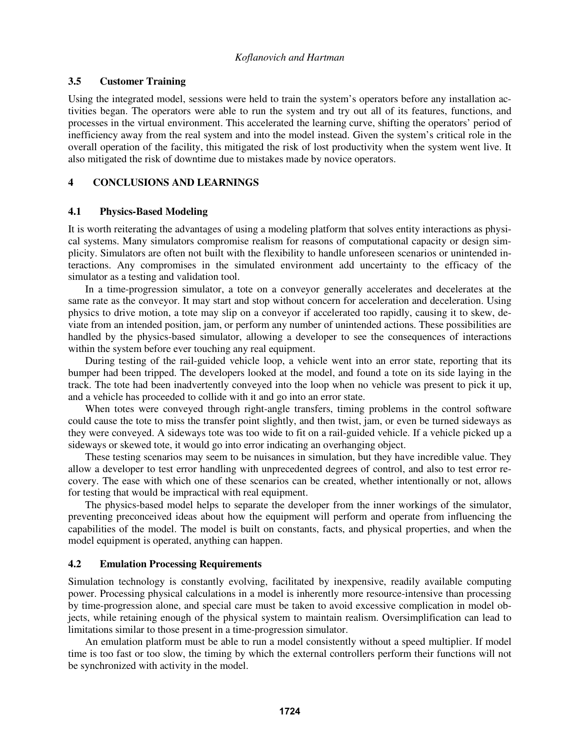### 3.5 Customer Training

Using the integrated model, sessions were held to train the system's operators before any installation activities began. The operators were able to run the system and try out all of its features, functions, and processes in the virtual environment. This accelerated the learning curve, shifting the operators' period of inefficiency away from the real system and into the model instead. Given the system's critical role in the overall operation of the facility, this mitigated the risk of lost productivity when the system went live. It also mitigated the risk of downtime due to mistakes made by novice operators.

## 4 CONCLUSIONS AND LEARNINGS

### 4.1 Physics-Based Modeling

It is worth reiterating the advantages of using a modeling platform that solves entity interactions as physical systems. Many simulators compromise realism for reasons of computational capacity or design simplicity. Simulators are often not built with the flexibility to handle unforeseen scenarios or unintended interactions. Any compromises in the simulated environment add uncertainty to the efficacy of the simulator as a testing and validation tool.

In a time-progression simulator, a tote on a conveyor generally accelerates and decelerates at the same rate as the conveyor. It may start and stop without concern for acceleration and deceleration. Using physics to drive motion, a tote may slip on a conveyor if accelerated too rapidly, causing it to skew, deviate from an intended position, jam, or perform any number of unintended actions. These possibilities are handled by the physics-based simulator, allowing a developer to see the consequences of interactions within the system before ever touching any real equipment.

During testing of the rail-guided vehicle loop, a vehicle went into an error state, reporting that its bumper had been tripped. The developers looked at the model, and found a tote on its side laying in the track. The tote had been inadvertently conveyed into the loop when no vehicle was present to pick it up, and a vehicle has proceeded to collide with it and go into an error state.

When totes were conveyed through right-angle transfers, timing problems in the control software could cause the tote to miss the transfer point slightly, and then twist, jam, or even be turned sideways as they were conveyed. A sideways tote was too wide to fit on a rail-guided vehicle. If a vehicle picked up a sideways or skewed tote, it would go into error indicating an overhanging object.

These testing scenarios may seem to be nuisances in simulation, but they have incredible value. They allow a developer to test error handling with unprecedented degrees of control, and also to test error recovery. The ease with which one of these scenarios can be created, whether intentionally or not, allows for testing that would be impractical with real equipment.

The physics-based model helps to separate the developer from the inner workings of the simulator, preventing preconceived ideas about how the equipment will perform and operate from influencing the capabilities of the model. The model is built on constants, facts, and physical properties, and when the model equipment is operated, anything can happen.

### 4.2 Emulation Processing Requirements

Simulation technology is constantly evolving, facilitated by inexpensive, readily available computing power. Processing physical calculations in a model is inherently more resource-intensive than processing by time-progression alone, and special care must be taken to avoid excessive complication in model objects, while retaining enough of the physical system to maintain realism. Oversimplification can lead to limitations similar to those present in a time-progression simulator.

An emulation platform must be able to run a model consistently without a speed multiplier. If model time is too fast or too slow, the timing by which the external controllers perform their functions will not be synchronized with activity in the model.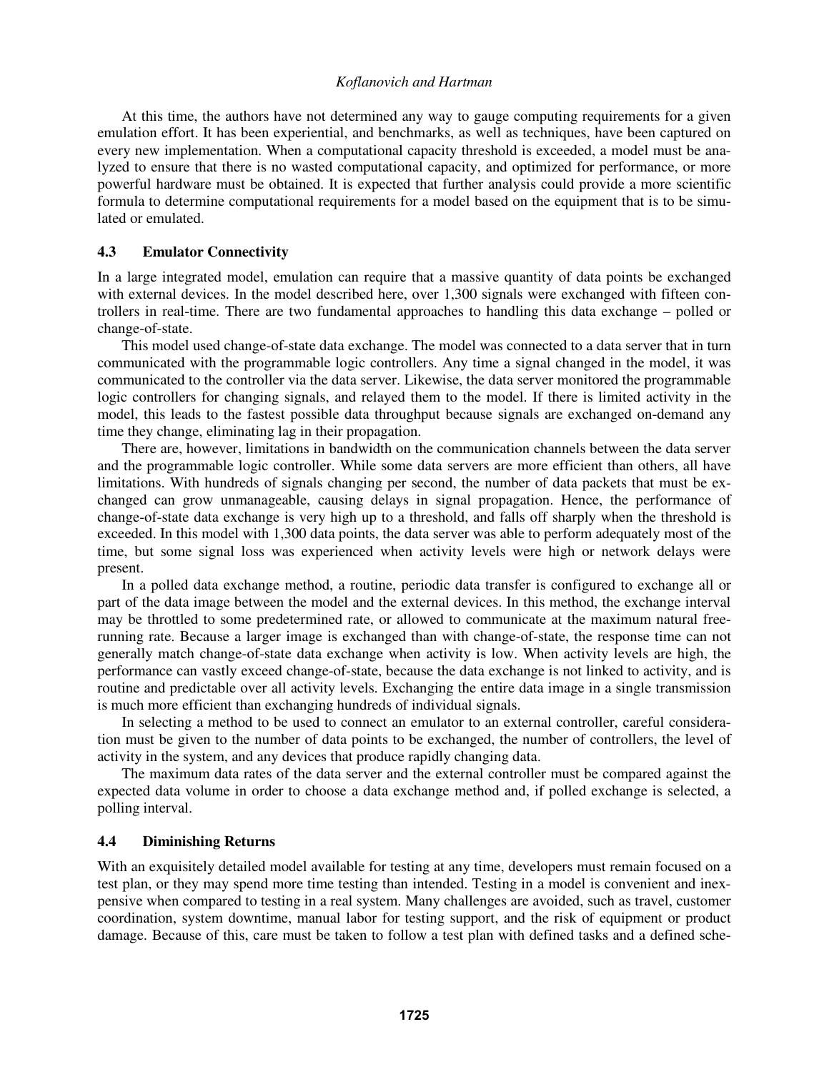At this time, the authors have not determined any way to gauge computing requirements for a given emulation effort. It has been experiential, and benchmarks, as well as techniques, have been captured on every new implementation. When a computational capacity threshold is exceeded, a model must be analyzed to ensure that there is no wasted computational capacity, and optimized for performance, or more powerful hardware must be obtained. It is expected that further analysis could provide a more scientific formula to determine computational requirements for a model based on the equipment that is to be simulated or emulated.

### 4.3 Emulator Connectivity

In a large integrated model, emulation can require that a massive quantity of data points be exchanged with external devices. In the model described here, over 1,300 signals were exchanged with fifteen controllers in real-time. There are two fundamental approaches to handling this data exchange – polled or change-of-state.

This model used change-of-state data exchange. The model was connected to a data server that in turn communicated with the programmable logic controllers. Any time a signal changed in the model, it was communicated to the controller via the data server. Likewise, the data server monitored the programmable logic controllers for changing signals, and relayed them to the model. If there is limited activity in the model, this leads to the fastest possible data throughput because signals are exchanged on-demand any time they change, eliminating lag in their propagation.

There are, however, limitations in bandwidth on the communication channels between the data server and the programmable logic controller. While some data servers are more efficient than others, all have limitations. With hundreds of signals changing per second, the number of data packets that must be exchanged can grow unmanageable, causing delays in signal propagation. Hence, the performance of change-of-state data exchange is very high up to a threshold, and falls off sharply when the threshold is exceeded. In this model with 1,300 data points, the data server was able to perform adequately most of the time, but some signal loss was experienced when activity levels were high or network delays were present.

In a polled data exchange method, a routine, periodic data transfer is configured to exchange all or part of the data image between the model and the external devices. In this method, the exchange interval may be throttled to some predetermined rate, or allowed to communicate at the maximum natural free-running rate. Because a larger image is exchanged than with change-of-state, the response time can not generally match change-of-state data exchange when activity is low. When activity levels are high, the performance can vastly exceed change-of-state, because the data exchange is not linked to activity, and is routine and predictable over all activity levels. Exchanging the entire data image in a single transmission is much more efficient than exchanging hundreds of individual signals.

In selecting a method to be used to connect an emulator to an external controller, careful consideration must be given to the number of data points to be exchanged, the number of controllers, the level of activity in the system, and any devices that produce rapidly changing data.

The maximum data rates of the data server and the external controller must be compared against the expected data volume in order to choose a data exchange method and, if polled exchange is selected, a polling interval.

### 4.4 Diminishing Returns

With an exquisitely detailed model available for testing at any time, developers must remain focused on a test plan, or they may spend more time testing than intended. Testing in a model is convenient and inexpensive when compared to testing in a real system. Many challenges are avoided, such as travel, customer coordination, system downtime, manual labor for testing support, and the risk of equipment or product damage. Because of this, care must be taken to follow a test plan with defined tasks and a defined sche-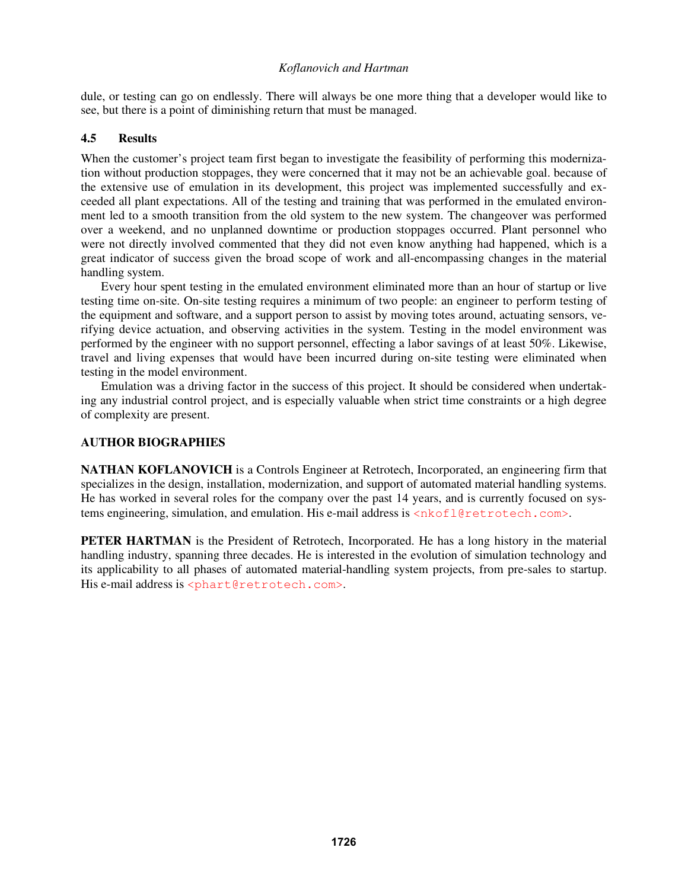dule, or testing can go on endlessly. There will always be one more thing that a developer would like to see, but there is a point of diminishing return that must be managed.

### 4.5 Results

When the customer's project team first began to investigate the feasibility of performing this modernization without production stoppages, they were concerned that it may not be an achievable goal. because of the extensive use of emulation in its development, this project was implemented successfully and exceeded all plant expectations. All of the testing and training that was performed in the emulated environment led to a smooth transition from the old system to the new system. The changeover was performed over a weekend, and no unplanned downtime or production stoppages occurred. Plant personnel who were not directly involved commented that they did not even know anything had happened, which is a great indicator of success given the broad scope of work and all-encompassing changes in the material handling system.

Every hour spent testing in the emulated environment eliminated more than an hour of startup or live testing time on-site. On-site testing requires a minimum of two people: an engineer to perform testing of the equipment and software, and a support person to assist by moving totes around, actuating sensors, verifying device actuation, and observing activities in the system. Testing in the model environment was performed by the engineer with no support personnel, effecting a labor savings of at least 50%. Likewise, travel and living expenses that would have been incurred during on-site testing were eliminated when testing in the model environment.

Emulation was a driving factor in the success of this project. It should be considered when undertaking any industrial control project, and is especially valuable when strict time constraints or a high degree of complexity are present.

## AUTHOR BIOGRAPHIES

**NATHAN KOFLANOVICH** is a Controls Engineer at Retrotech, Incorporated, an engineering firm that specializes in the design, installation, modernization, and support of automated material handling systems. He has worked in several roles for the company over the past 14 years, and is currently focused on systems engineering, simulation, and emulation. His e-mail address is <nkofl@retrotech.com>.

**PETER HARTMAN** is the President of Retrotech, Incorporated. He has a long history in the material handling industry, spanning three decades. He is interested in the evolution of simulation technology and its applicability to all phases of automated material-handling system projects, from pre-sales to startup. His e-mail address is <phart@retrotech.com>.